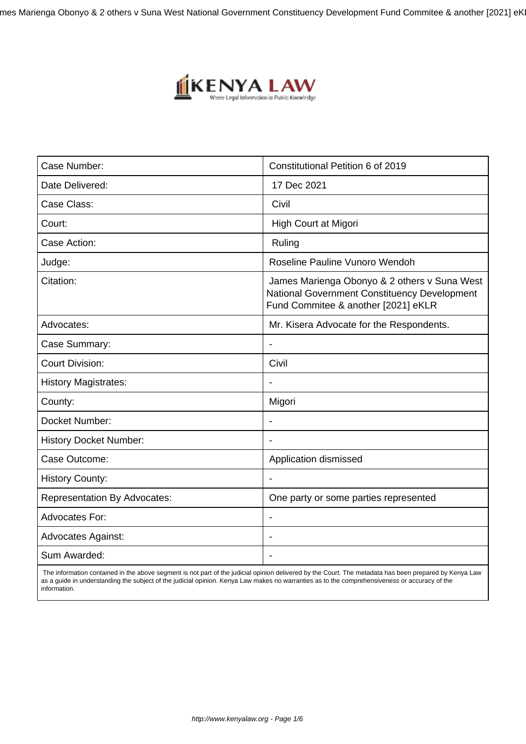| Case Number: | Constitutional Petition 6 of 2019 |
|---|---|
| Date Delivered: | 17 Dec 2021 |
| Case Class: | Civil |
| Court: | High Court at Migori |
| Case Action: | Ruling |
| Judge: | Roseline Pauline Vunoro Wendoh |
| Citation: | James Marienga Obonyo & 2 others v Suna West National Government Constituency Development Fund Commitee & another [2021] eKLR |
| Advocates: | Mr. Kisera Advocate for the Respondents. |
| Case Summary: | - |
| Court Division: | Civil |
| History Magistrates: | - |
| County: | Migori |
| Docket Number: | - |
| History Docket Number: | - |
| Case Outcome: | Application dismissed |
| History County: | - |
| Representation By Advocates: | One party or some parties represented |
| Advocates For: | - |
| Advocates Against: | - |
| Sum Awarded: | - |

The information contained in the above segment is not part of the judicial opinion delivered by the Court. The metadata has been prepared by Kenya Law as a guide in understanding the subject of the judicial opinion. Kenya Law makes no warranties as to the comprehensiveness or accuracy of the information.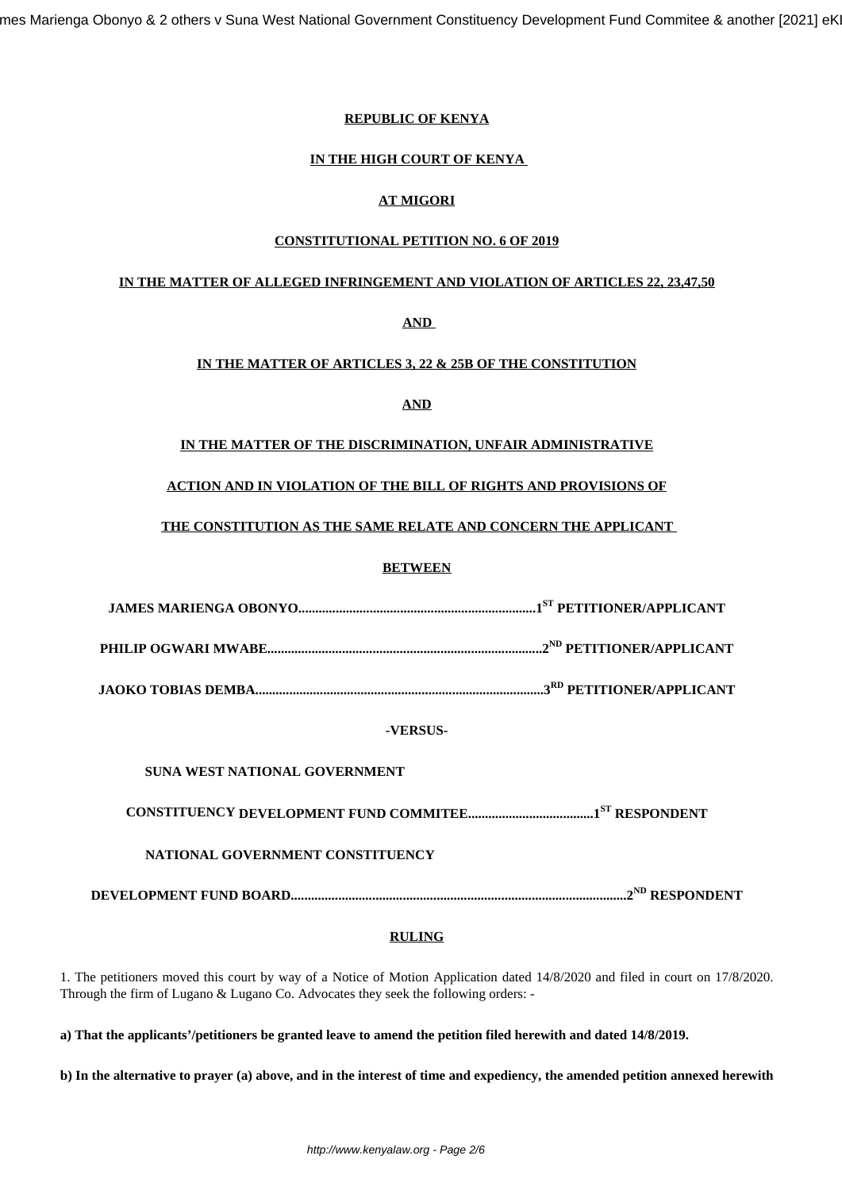**REPUBLIC OF KENYA**

**IN THE HIGH COURT OF KENYA**

**AT MIGORI**

**CONSTITUTIONAL PETITION NO. 6 OF 2019**

**IN THE MATTER OF ALLEGED INFRINGEMENT AND VIOLATION OF ARTICLES 22, 23,47,50**

**AND**

**IN THE MATTER OF ARTICLES 3, 22 & 25B OF THE CONSTITUTION**

**AND**

**IN THE MATTER OF THE DISCRIMINATION, UNFAIR ADMINISTRATIVE**

**ACTION AND IN VIOLATION OF THE BILL OF RIGHTS AND PROVISIONS OF**

**THE CONSTITUTION AS THE SAME RELATE AND CONCERN THE APPLICANT**

**BETWEEN**

**JAMES MARIENGA OBONYO.....................................................................1ST PETITIONER/APPLICANT**

**PHILIP OGWARI MWABE................................................................................2ND PETITIONER/APPLICANT**

**JAOKO TOBIAS DEMBA....................................................................................3RD PETITIONER/APPLICANT**

**-VERSUS-**

**SUNA WEST NATIONAL GOVERNMENT**

**CONSTITUENCY DEVELOPMENT FUND COMMITEE....................................1ST RESPONDENT**

**NATIONAL GOVERNMENT CONSTITUENCY**

**DEVELOPMENT FUND BOARD..................................................................................................2ND RESPONDENT**

**RULING**

1. The petitioners moved this court by way of a Notice of Motion Application dated 14/8/2020 and filed in court on 17/8/2020. Through the firm of Lugano & Lugano Co. Advocates they seek the following orders: -

**a) That the applicants'/petitioners be granted leave to amend the petition filed herewith and dated 14/8/2019.**

**b) In the alternative to prayer (a) above, and in the interest of time and expediency, the amended petition annexed herewith**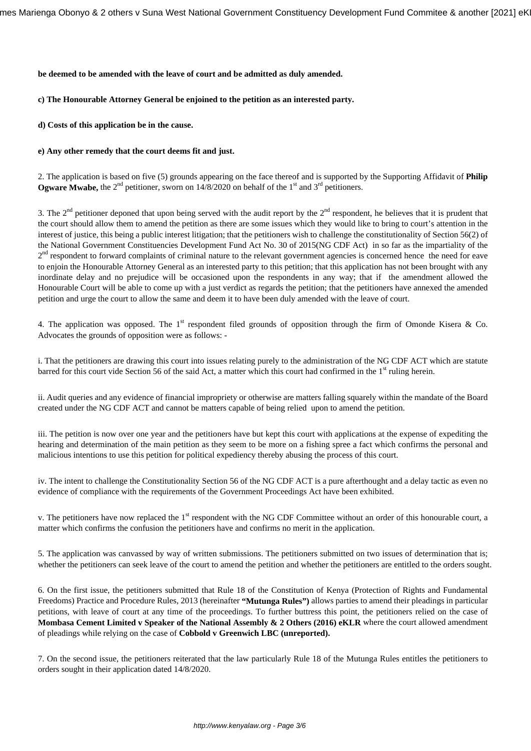**be deemed to be amended with the leave of court and be admitted as duly amended.**

**c) The Honourable Attorney General be enjoined to the petition as an interested party.**

**d) Costs of this application be in the cause.**

**e) Any other remedy that the court deems fit and just.**

2. The application is based on five (5) grounds appearing on the face thereof and is supported by the Supporting Affidavit of **Philip Ogware Mwabe,** the 2nd petitioner, sworn on 14/8/2020 on behalf of the 1st and 3rd petitioners.

3. The 2nd petitioner deponed that upon being served with the audit report by the 2nd respondent, he believes that it is prudent that the court should allow them to amend the petition as there are some issues which they would like to bring to court's attention in the interest of justice, this being a public interest litigation; that the petitioners wish to challenge the constitutionality of Section 56(2) of the National Government Constituencies Development Fund Act No. 30 of 2015(NG CDF Act) in so far as the impartiality of the 2nd respondent to forward complaints of criminal nature to the relevant government agencies is concerned hence the need for eave to enjoin the Honourable Attorney General as an interested party to this petition; that this application has not been brought with any inordinate delay and no prejudice will be occasioned upon the respondents in any way; that if the amendment allowed the Honourable Court will be able to come up with a just verdict as regards the petition; that the petitioners have annexed the amended petition and urge the court to allow the same and deem it to have been duly amended with the leave of court.

4. The application was opposed. The 1st respondent filed grounds of opposition through the firm of Omonde Kisera & Co. Advocates the grounds of opposition were as follows: -

i. That the petitioners are drawing this court into issues relating purely to the administration of the NG CDF ACT which are statute barred for this court vide Section 56 of the said Act, a matter which this court had confirmed in the 1st ruling herein.

ii. Audit queries and any evidence of financial impropriety or otherwise are matters falling squarely within the mandate of the Board created under the NG CDF ACT and cannot be matters capable of being relied upon to amend the petition.

iii. The petition is now over one year and the petitioners have but kept this court with applications at the expense of expediting the hearing and determination of the main petition as they seem to be more on a fishing spree a fact which confirms the personal and malicious intentions to use this petition for political expediency thereby abusing the process of this court.

iv. The intent to challenge the Constitutionality Section 56 of the NG CDF ACT is a pure afterthought and a delay tactic as even no evidence of compliance with the requirements of the Government Proceedings Act have been exhibited.

v. The petitioners have now replaced the 1st respondent with the NG CDF Committee without an order of this honourable court, a matter which confirms the confusion the petitioners have and confirms no merit in the application.

5. The application was canvassed by way of written submissions. The petitioners submitted on two issues of determination that is; whether the petitioners can seek leave of the court to amend the petition and whether the petitioners are entitled to the orders sought.

6. On the first issue, the petitioners submitted that Rule 18 of the Constitution of Kenya (Protection of Rights and Fundamental Freedoms) Practice and Procedure Rules, 2013 (hereinafter **"Mutunga Rules")** allows parties to amend their pleadings in particular petitions, with leave of court at any time of the proceedings. To further buttress this point, the petitioners relied on the case of **Mombasa Cement Limited v Speaker of the National Assembly & 2 Others (2016) eKLR** where the court allowed amendment of pleadings while relying on the case of **Cobbold v Greenwich LBC (unreported).**

7. On the second issue, the petitioners reiterated that the law particularly Rule 18 of the Mutunga Rules entitles the petitioners to orders sought in their application dated 14/8/2020.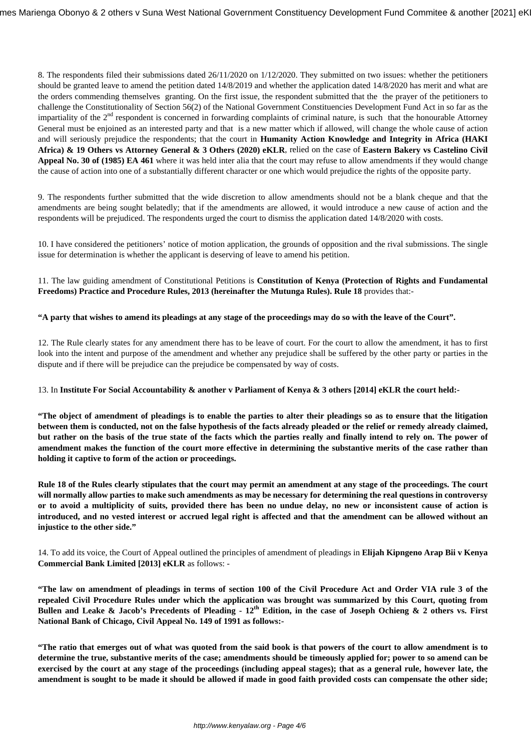8. The respondents filed their submissions dated 26/11/2020 on 1/12/2020. They submitted on two issues: whether the petitioners should be granted leave to amend the petition dated 14/8/2019 and whether the application dated 14/8/2020 has merit and what are the orders commending themselves granting. On the first issue, the respondent submitted that the the prayer of the petitioners to challenge the Constitutionality of Section 56(2) of the National Government Constituencies Development Fund Act in so far as the impartiality of the 2nd respondent is concerned in forwarding complaints of criminal nature, is such that the honourable Attorney General must be enjoined as an interested party and that is a new matter which if allowed, will change the whole cause of action and will seriously prejudice the respondents; that the court in **Humanity Action Knowledge and Integrity in Africa (HAKI Africa) & 19 Others vs Attorney General & 3 Others (2020) eKLR**, relied on the case of **Eastern Bakery vs Castelino Civil Appeal No. 30 of (1985) EA 461** where it was held inter alia that the court may refuse to allow amendments if they would change the cause of action into one of a substantially different character or one which would prejudice the rights of the opposite party.

9. The respondents further submitted that the wide discretion to allow amendments should not be a blank cheque and that the amendments are being sought belatedly; that if the amendments are allowed, it would introduce a new cause of action and the respondents will be prejudiced. The respondents urged the court to dismiss the application dated 14/8/2020 with costs.

10. I have considered the petitioners' notice of motion application, the grounds of opposition and the rival submissions. The single issue for determination is whether the applicant is deserving of leave to amend his petition.

11. The law guiding amendment of Constitutional Petitions is **Constitution of Kenya (Protection of Rights and Fundamental Freedoms) Practice and Procedure Rules, 2013 (hereinafter the Mutunga Rules). Rule 18** provides that:-

**"A party that wishes to amend its pleadings at any stage of the proceedings may do so with the leave of the Court".**

12. The Rule clearly states for any amendment there has to be leave of court. For the court to allow the amendment, it has to first look into the intent and purpose of the amendment and whether any prejudice shall be suffered by the other party or parties in the dispute and if there will be prejudice can the prejudice be compensated by way of costs.

13. In **Institute For Social Accountability & another v Parliament of Kenya & 3 others [2014] eKLR the court held:-**

**"The object of amendment of pleadings is to enable the parties to alter their pleadings so as to ensure that the litigation between them is conducted, not on the false hypothesis of the facts already pleaded or the relief or remedy already claimed, but rather on the basis of the true state of the facts which the parties really and finally intend to rely on. The power of amendment makes the function of the court more effective in determining the substantive merits of the case rather than holding it captive to form of the action or proceedings.**

**Rule 18 of the Rules clearly stipulates that the court may permit an amendment at any stage of the proceedings. The court will normally allow parties to make such amendments as may be necessary for determining the real questions in controversy or to avoid a multiplicity of suits, provided there has been no undue delay, no new or inconsistent cause of action is introduced, and no vested interest or accrued legal right is affected and that the amendment can be allowed without an injustice to the other side."**

14. To add its voice, the Court of Appeal outlined the principles of amendment of pleadings in **Elijah Kipngeno Arap Bii v Kenya Commercial Bank Limited [2013] eKLR** as follows: -

**"The law on amendment of pleadings in terms of section 100 of the Civil Procedure Act and Order VIA rule 3 of the repealed Civil Procedure Rules under which the application was brought was summarized by this Court, quoting from Bullen and Leake & Jacob's Precedents of Pleading - 12th Edition, in the case of Joseph Ochieng & 2 others vs. First National Bank of Chicago, Civil Appeal No. 149 of 1991 as follows:-**

**"The ratio that emerges out of what was quoted from the said book is that powers of the court to allow amendment is to determine the true, substantive merits of the case; amendments should be timeously applied for; power to so amend can be exercised by the court at any stage of the proceedings (including appeal stages); that as a general rule, however late, the amendment is sought to be made it should be allowed if made in good faith provided costs can compensate the other side;**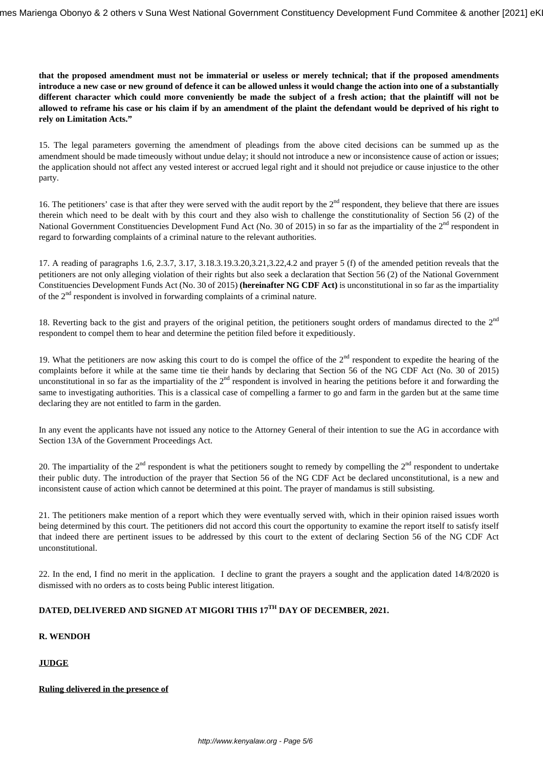**that the proposed amendment must not be immaterial or useless or merely technical; that if the proposed amendments introduce a new case or new ground of defence it can be allowed unless it would change the action into one of a substantially different character which could more conveniently be made the subject of a fresh action; that the plaintiff will not be allowed to reframe his case or his claim if by an amendment of the plaint the defendant would be deprived of his right to rely on Limitation Acts."**

15. The legal parameters governing the amendment of pleadings from the above cited decisions can be summed up as the amendment should be made timeously without undue delay; it should not introduce a new or inconsistence cause of action or issues; the application should not affect any vested interest or accrued legal right and it should not prejudice or cause injustice to the other party.

16. The petitioners' case is that after they were served with the audit report by the 2nd respondent, they believe that there are issues therein which need to be dealt with by this court and they also wish to challenge the constitutionality of Section 56 (2) of the National Government Constituencies Development Fund Act (No. 30 of 2015) in so far as the impartiality of the 2nd respondent in regard to forwarding complaints of a criminal nature to the relevant authorities.

17. A reading of paragraphs 1.6, 2.3.7, 3.17, 3.18.3.19.3.20,3.21,3.22,4.2 and prayer 5 (f) of the amended petition reveals that the petitioners are not only alleging violation of their rights but also seek a declaration that Section 56 (2) of the National Government Constituencies Development Funds Act (No. 30 of 2015) **(hereinafter NG CDF Act)** is unconstitutional in so far as the impartiality of the 2nd respondent is involved in forwarding complaints of a criminal nature.

18. Reverting back to the gist and prayers of the original petition, the petitioners sought orders of mandamus directed to the 2nd respondent to compel them to hear and determine the petition filed before it expeditiously.

19. What the petitioners are now asking this court to do is compel the office of the 2nd respondent to expedite the hearing of the complaints before it while at the same time tie their hands by declaring that Section 56 of the NG CDF Act (No. 30 of 2015) unconstitutional in so far as the impartiality of the 2nd respondent is involved in hearing the petitions before it and forwarding the same to investigating authorities. This is a classical case of compelling a farmer to go and farm in the garden but at the same time declaring they are not entitled to farm in the garden.

In any event the applicants have not issued any notice to the Attorney General of their intention to sue the AG in accordance with Section 13A of the Government Proceedings Act.

20. The impartiality of the 2nd respondent is what the petitioners sought to remedy by compelling the 2nd respondent to undertake their public duty. The introduction of the prayer that Section 56 of the NG CDF Act be declared unconstitutional, is a new and inconsistent cause of action which cannot be determined at this point. The prayer of mandamus is still subsisting.

21. The petitioners make mention of a report which they were eventually served with, which in their opinion raised issues worth being determined by this court. The petitioners did not accord this court the opportunity to examine the report itself to satisfy itself that indeed there are pertinent issues to be addressed by this court to the extent of declaring Section 56 of the NG CDF Act unconstitutional.

22. In the end, I find no merit in the application. I decline to grant the prayers a sought and the application dated 14/8/2020 is dismissed with no orders as to costs being Public interest litigation.

**DATED, DELIVERED AND SIGNED AT MIGORI THIS 17TH DAY OF DECEMBER, 2021.**

**R. WENDOH**

**JUDGE**

**Ruling delivered in the presence of**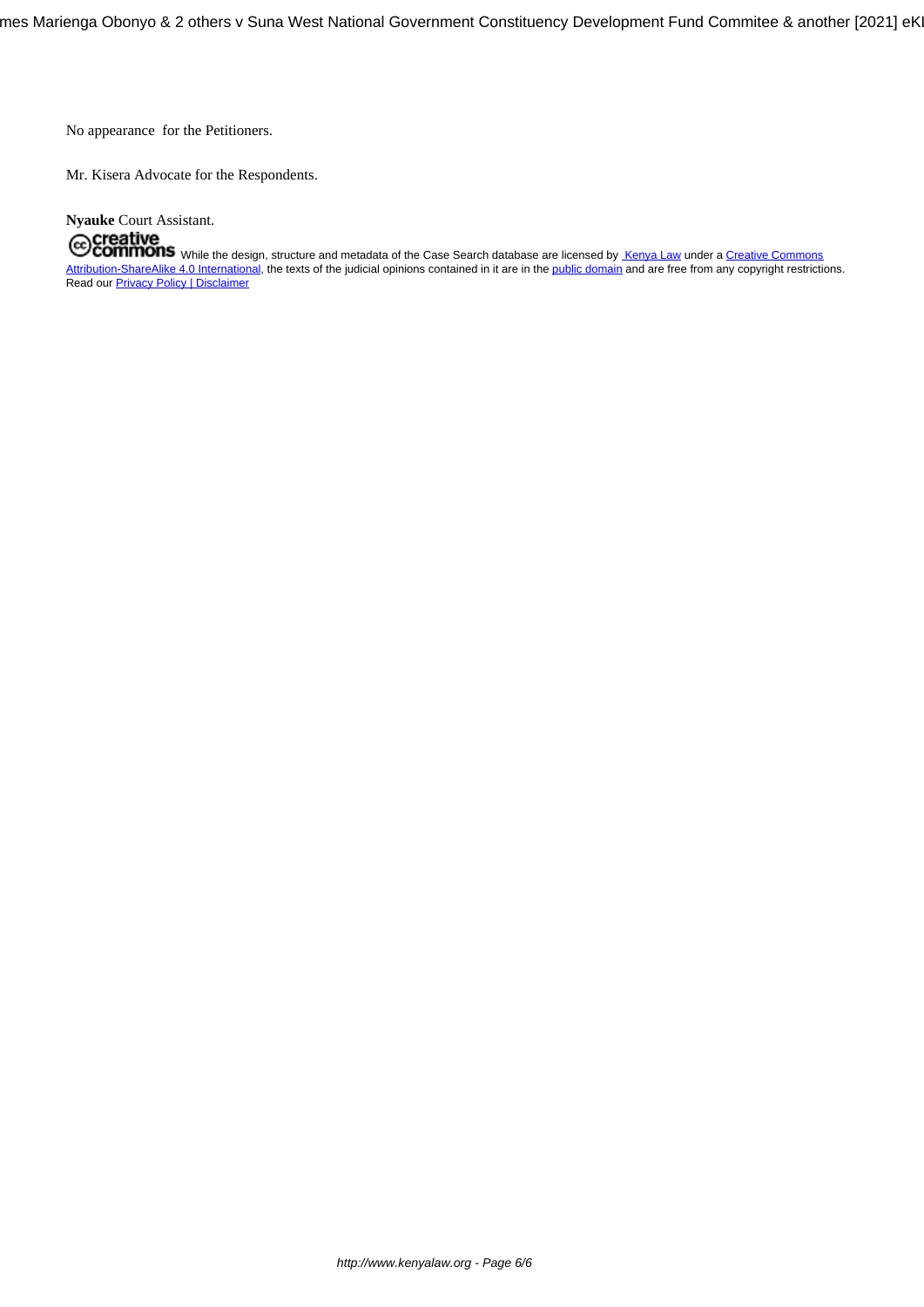No appearance for the Petitioners.

Mr. Kisera Advocate for the Respondents.

**Nyauke** Court Assistant.

While the design, structure and metadata of the Case Search database are licensed by Kenya Law under a Creative Commons Attribution-ShareAlike 4.0 International, the texts of the judicial opinions contained in it are in the public domain and are free from any copyright restrictions. Read our Privacy Policy | Disclaimer